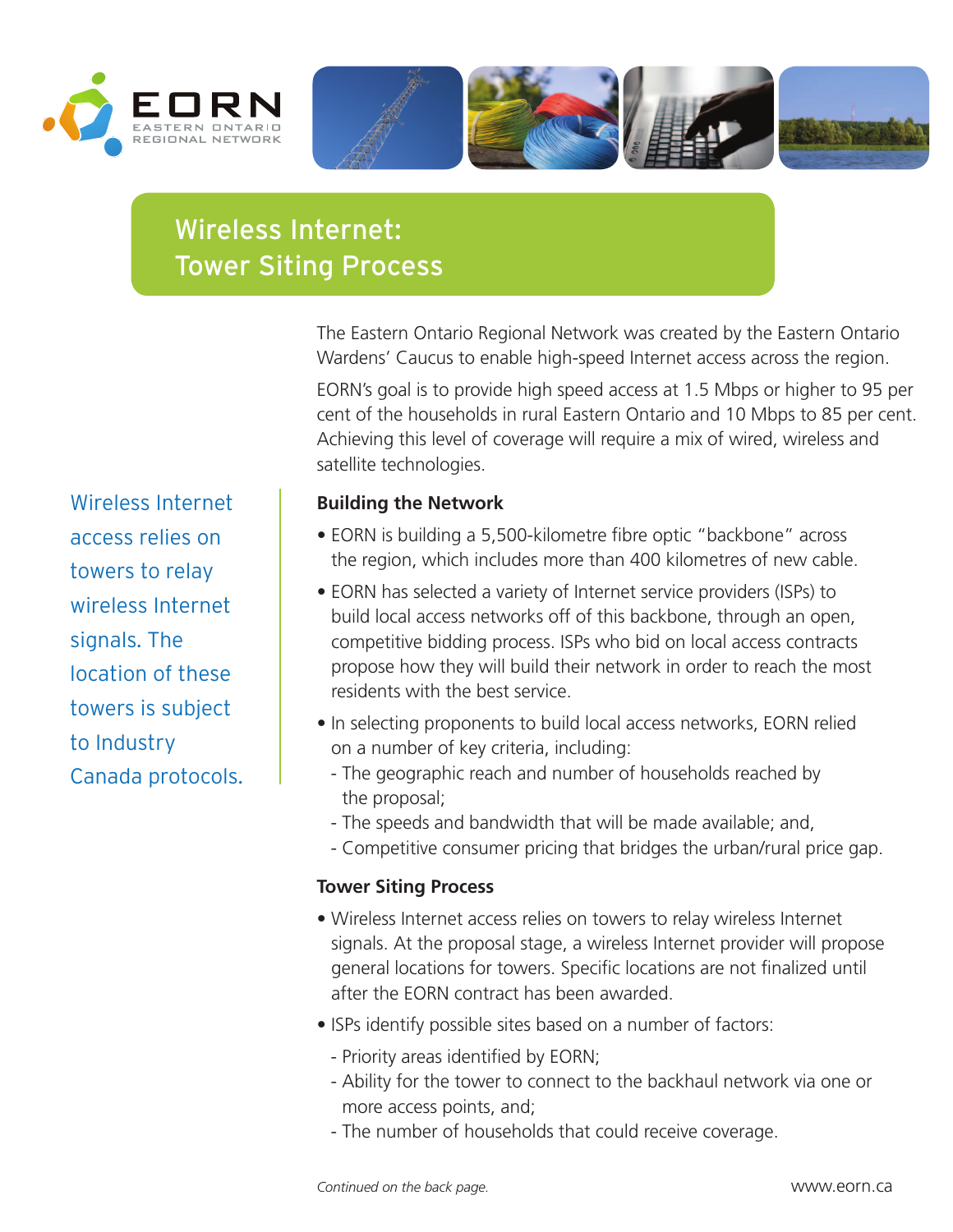EORN
EASTERN ONTARIO
REGIONAL NETWORK

# Wireless Internet: Tower Siting Process

The Eastern Ontario Regional Network was created by the Eastern Ontario Wardens' Caucus to enable high-speed Internet access across the region.

EORN's goal is to provide high speed access at 1.5 Mbps or higher to 95 per cent of the households in rural Eastern Ontario and 10 Mbps to 85 per cent. Achieving this level of coverage will require a mix of wired, wireless and satellite technologies.

> Wireless Internet access relies on towers to relay wireless Internet signals. The location of these towers is subject to Industry Canada protocols.

### Building the Network

- EORN is building a 5,500-kilometre fibre optic "backbone" across the region, which includes more than 400 kilometres of new cable.
- EORN has selected a variety of Internet service providers (ISPs) to build local access networks off of this backbone, through an open, competitive bidding process. ISPs who bid on local access contracts propose how they will build their network in order to reach the most residents with the best service.
- In selecting proponents to build local access networks, EORN relied on a number of key criteria, including:
  - The geographic reach and number of households reached by the proposal;
  - The speeds and bandwidth that will be made available; and,
  - Competitive consumer pricing that bridges the urban/rural price gap.

### Tower Siting Process

- Wireless Internet access relies on towers to relay wireless Internet signals. At the proposal stage, a wireless Internet provider will propose general locations for towers. Specific locations are not finalized until after the EORN contract has been awarded.
- ISPs identify possible sites based on a number of factors:
  - Priority areas identified by EORN;
  - Ability for the tower to connect to the backhaul network via one or more access points, and;
  - The number of households that could receive coverage.

*Continued on the back page.*

www.eorn.ca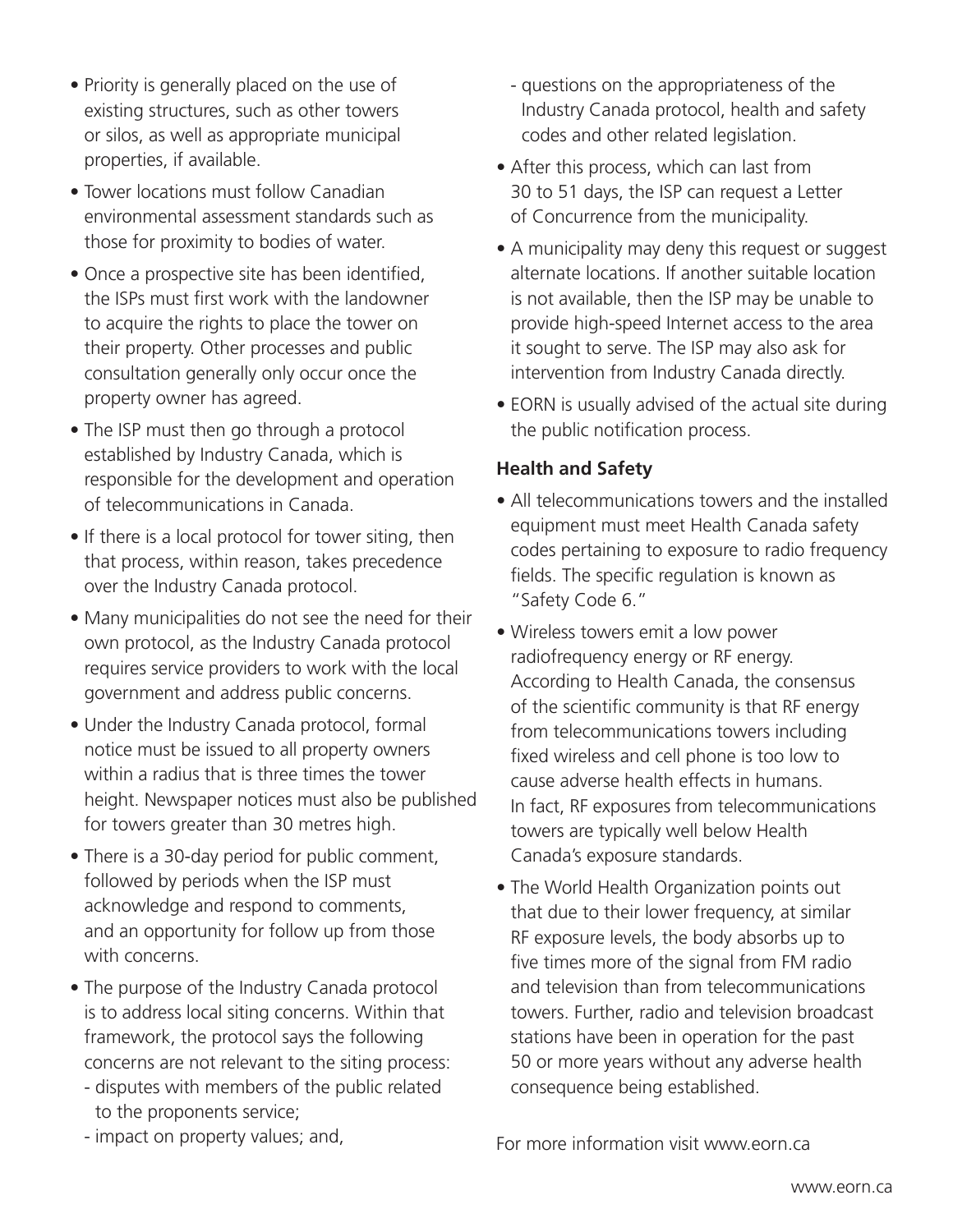- Priority is generally placed on the use of existing structures, such as other towers or silos, as well as appropriate municipal properties, if available.
- Tower locations must follow Canadian environmental assessment standards such as those for proximity to bodies of water.
- Once a prospective site has been identified, the ISPs must first work with the landowner to acquire the rights to place the tower on their property. Other processes and public consultation generally only occur once the property owner has agreed.
- The ISP must then go through a protocol established by Industry Canada, which is responsible for the development and operation of telecommunications in Canada.
- If there is a local protocol for tower siting, then that process, within reason, takes precedence over the Industry Canada protocol.
- Many municipalities do not see the need for their own protocol, as the Industry Canada protocol requires service providers to work with the local government and address public concerns.
- Under the Industry Canada protocol, formal notice must be issued to all property owners within a radius that is three times the tower height. Newspaper notices must also be published for towers greater than 30 metres high.
- There is a 30-day period for public comment, followed by periods when the ISP must acknowledge and respond to comments, and an opportunity for follow up from those with concerns.
- The purpose of the Industry Canada protocol is to address local siting concerns. Within that framework, the protocol says the following concerns are not relevant to the siting process:
  - disputes with members of the public related to the proponents service;
  - impact on property values; and,
  - questions on the appropriateness of the Industry Canada protocol, health and safety codes and other related legislation.
- After this process, which can last from 30 to 51 days, the ISP can request a Letter of Concurrence from the municipality.
- A municipality may deny this request or suggest alternate locations. If another suitable location is not available, then the ISP may be unable to provide high-speed Internet access to the area it sought to serve. The ISP may also ask for intervention from Industry Canada directly.
- EORN is usually advised of the actual site during the public notification process.

**Health and Safety**

- All telecommunications towers and the installed equipment must meet Health Canada safety codes pertaining to exposure to radio frequency fields. The specific regulation is known as "Safety Code 6."
- Wireless towers emit a low power radiofrequency energy or RF energy. According to Health Canada, the consensus of the scientific community is that RF energy from telecommunications towers including fixed wireless and cell phone is too low to cause adverse health effects in humans. In fact, RF exposures from telecommunications towers are typically well below Health Canada's exposure standards.
- The World Health Organization points out that due to their lower frequency, at similar RF exposure levels, the body absorbs up to five times more of the signal from FM radio and television than from telecommunications towers. Further, radio and television broadcast stations have been in operation for the past 50 or more years without any adverse health consequence being established.

For more information visit www.eorn.ca